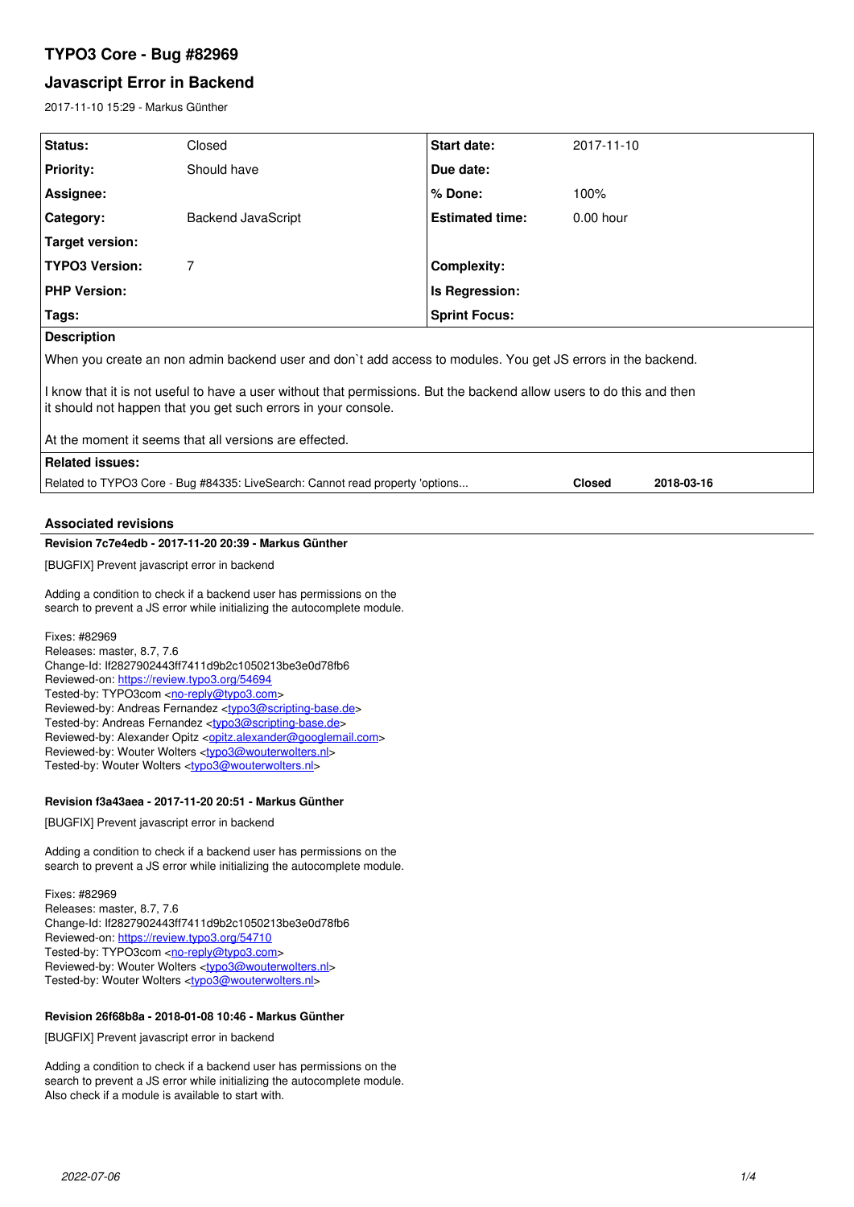# TYPO3 Core - Bug #82969

## Javascript Error in Backend

2017-11-10 15:29 - Markus Günther

| | | | |
|---|---|---|---|
| **Status:** | Closed | **Start date:** | 2017-11-10 |
| **Priority:** | Should have | **Due date:** | |
| **Assignee:** | | **% Done:** | 100% |
| **Category:** | Backend JavaScript | **Estimated time:** | 0.00 hour |
| **Target version:** | | | |
| **TYPO3 Version:** | 7 | **Complexity:** | |
| **PHP Version:** | | **Is Regression:** | |
| **Tags:** | | **Sprint Focus:** | |

**Description**

When you create an non admin backend user and don`t add access to modules. You get JS errors in the backend.

I know that it is not useful to have a user without that permissions. But the backend allow users to do this and then it should not happen that you get such errors in your console.

At the moment it seems that all versions are effected.

**Related issues:**

| | | |
|---|---|---|
| Related to TYPO3 Core - Bug #84335: LiveSearch: Cannot read property 'options... | **Closed** | **2018-03-16** |

### Associated revisions

**Revision 7c7e4edb - 2017-11-20 20:39 - Markus Günther**

[BUGFIX] Prevent javascript error in backend

Adding a condition to check if a backend user has permissions on the
search to prevent a JS error while initializing the autocomplete module.

Fixes: #82969
Releases: master, 8.7, 7.6
Change-Id: If2827902443ff7411d9b2c1050213be3e0d78fb6
Reviewed-on: https://review.typo3.org/54694
Tested-by: TYPO3com <no-reply@typo3.com>
Reviewed-by: Andreas Fernandez <typo3@scripting-base.de>
Tested-by: Andreas Fernandez <typo3@scripting-base.de>
Reviewed-by: Alexander Opitz <opitz.alexander@googlemail.com>
Reviewed-by: Wouter Wolters <typo3@wouterwolters.nl>
Tested-by: Wouter Wolters <typo3@wouterwolters.nl>

**Revision f3a43aea - 2017-11-20 20:51 - Markus Günther**

[BUGFIX] Prevent javascript error in backend

Adding a condition to check if a backend user has permissions on the
search to prevent a JS error while initializing the autocomplete module.

Fixes: #82969
Releases: master, 8.7, 7.6
Change-Id: If2827902443ff7411d9b2c1050213be3e0d78fb6
Reviewed-on: https://review.typo3.org/54710
Tested-by: TYPO3com <no-reply@typo3.com>
Reviewed-by: Wouter Wolters <typo3@wouterwolters.nl>
Tested-by: Wouter Wolters <typo3@wouterwolters.nl>

**Revision 26f68b8a - 2018-01-08 10:46 - Markus Günther**

[BUGFIX] Prevent javascript error in backend

Adding a condition to check if a backend user has permissions on the
search to prevent a JS error while initializing the autocomplete module.
Also check if a module is available to start with.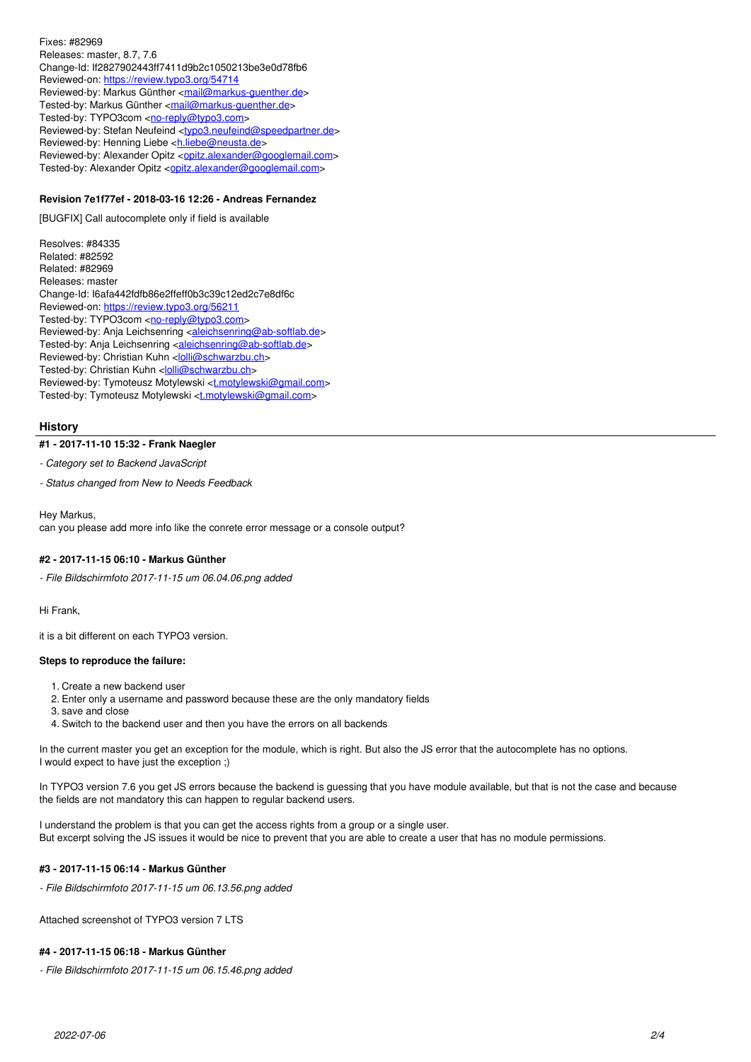Fixes: #82969
Releases: master, 8.7, 7.6
Change-Id: If2827902443ff7411d9b2c1050213be3e0d78fb6
Reviewed-on: https://review.typo3.org/54714
Reviewed-by: Markus Günther <mail@markus-guenther.de>
Tested-by: Markus Günther <mail@markus-guenther.de>
Tested-by: TYPO3com <no-reply@typo3.com>
Reviewed-by: Stefan Neufeind <typo3.neufeind@speedpartner.de>
Reviewed-by: Henning Liebe <h.liebe@neusta.de>
Reviewed-by: Alexander Opitz <opitz.alexander@googlemail.com>
Tested-by: Alexander Opitz <opitz.alexander@googlemail.com>

#### Revision 7e1f77ef - 2018-03-16 12:26 - Andreas Fernandez

[BUGFIX] Call autocomplete only if field is available

Resolves: #84335
Related: #82592
Related: #82969
Releases: master
Change-Id: I6afa442fdfb86e2ffeff0b3c39c12ed2c7e8df6c
Reviewed-on: https://review.typo3.org/56211
Tested-by: TYPO3com <no-reply@typo3.com>
Reviewed-by: Anja Leichsenring <aleichsenring@ab-softlab.de>
Tested-by: Anja Leichsenring <aleichsenring@ab-softlab.de>
Reviewed-by: Christian Kuhn <lolli@schwarzbu.ch>
Tested-by: Christian Kuhn <lolli@schwarzbu.ch>
Reviewed-by: Tymoteusz Motylewski <t.motylewski@gmail.com>
Tested-by: Tymoteusz Motylewski <t.motylewski@gmail.com>

## History

#### #1 - 2017-11-10 15:32 - Frank Naegler

*- Category set to Backend JavaScript*

*- Status changed from New to Needs Feedback*

Hey Markus,
can you please add more info like the conrete error message or a console output?

#### #2 - 2017-11-15 06:10 - Markus Günther

*- File Bildschirmfoto 2017-11-15 um 06.04.06.png added*

Hi Frank,

it is a bit different on each TYPO3 version.

**Steps to reproduce the failure:**

1. Create a new backend user
2. Enter only a username and password because these are the only mandatory fields
3. save and close
4. Switch to the backend user and then you have the errors on all backends

In the current master you get an exception for the module, which is right. But also the JS error that the autocomplete has no options.
I would expect to have just the exception ;)

In TYPO3 version 7.6 you get JS errors because the backend is guessing that you have module available, but that is not the case and because the fields are not mandatory this can happen to regular backend users.

I understand the problem is that you can get the access rights from a group or a single user.
But excerpt solving the JS issues it would be nice to prevent that you are able to create a user that has no module permissions.

#### #3 - 2017-11-15 06:14 - Markus Günther

*- File Bildschirmfoto 2017-11-15 um 06.13.56.png added*

Attached screenshot of TYPO3 version 7 LTS

#### #4 - 2017-11-15 06:18 - Markus Günther

*- File Bildschirmfoto 2017-11-15 um 06.15.46.png added*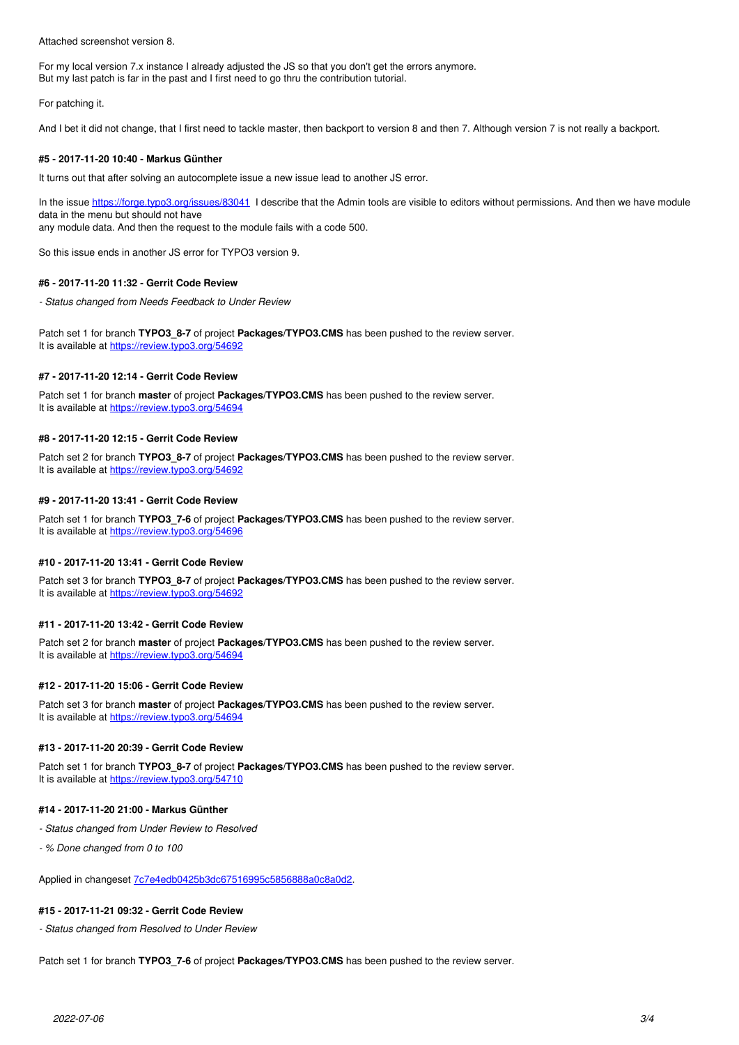Attached screenshot version 8.

For my local version 7.x instance I already adjusted the JS so that you don't get the errors anymore.
But my last patch is far in the past and I first need to go thru the contribution tutorial.

For patching it.

And I bet it did not change, that I first need to tackle master, then backport to version 8 and then 7. Although version 7 is not really a backport.

#### #5 - 2017-11-20 10:40 - Markus Günther

It turns out that after solving an autocomplete issue a new issue lead to another JS error.

In the issue https://forge.typo3.org/issues/83041 I describe that the Admin tools are visible to editors without permissions. And then we have module data in the menu but should not have
any module data. And then the request to the module fails with a code 500.

So this issue ends in another JS error for TYPO3 version 9.

#### #6 - 2017-11-20 11:32 - Gerrit Code Review

*- Status changed from Needs Feedback to Under Review*

Patch set 1 for branch **TYPO3_8-7** of project **Packages/TYPO3.CMS** has been pushed to the review server.
It is available at https://review.typo3.org/54692

#### #7 - 2017-11-20 12:14 - Gerrit Code Review

Patch set 1 for branch **master** of project **Packages/TYPO3.CMS** has been pushed to the review server.
It is available at https://review.typo3.org/54694

#### #8 - 2017-11-20 12:15 - Gerrit Code Review

Patch set 2 for branch **TYPO3_8-7** of project **Packages/TYPO3.CMS** has been pushed to the review server.
It is available at https://review.typo3.org/54692

#### #9 - 2017-11-20 13:41 - Gerrit Code Review

Patch set 1 for branch **TYPO3_7-6** of project **Packages/TYPO3.CMS** has been pushed to the review server.
It is available at https://review.typo3.org/54696

#### #10 - 2017-11-20 13:41 - Gerrit Code Review

Patch set 3 for branch **TYPO3_8-7** of project **Packages/TYPO3.CMS** has been pushed to the review server.
It is available at https://review.typo3.org/54692

#### #11 - 2017-11-20 13:42 - Gerrit Code Review

Patch set 2 for branch **master** of project **Packages/TYPO3.CMS** has been pushed to the review server.
It is available at https://review.typo3.org/54694

#### #12 - 2017-11-20 15:06 - Gerrit Code Review

Patch set 3 for branch **master** of project **Packages/TYPO3.CMS** has been pushed to the review server.
It is available at https://review.typo3.org/54694

#### #13 - 2017-11-20 20:39 - Gerrit Code Review

Patch set 1 for branch **TYPO3_8-7** of project **Packages/TYPO3.CMS** has been pushed to the review server.
It is available at https://review.typo3.org/54710

#### #14 - 2017-11-20 21:00 - Markus Günther

*- Status changed from Under Review to Resolved*

*- % Done changed from 0 to 100*

Applied in changeset 7c7e4edb0425b3dc67516995c5856888a0c8a0d2.

#### #15 - 2017-11-21 09:32 - Gerrit Code Review

*- Status changed from Resolved to Under Review*

Patch set 1 for branch **TYPO3_7-6** of project **Packages/TYPO3.CMS** has been pushed to the review server.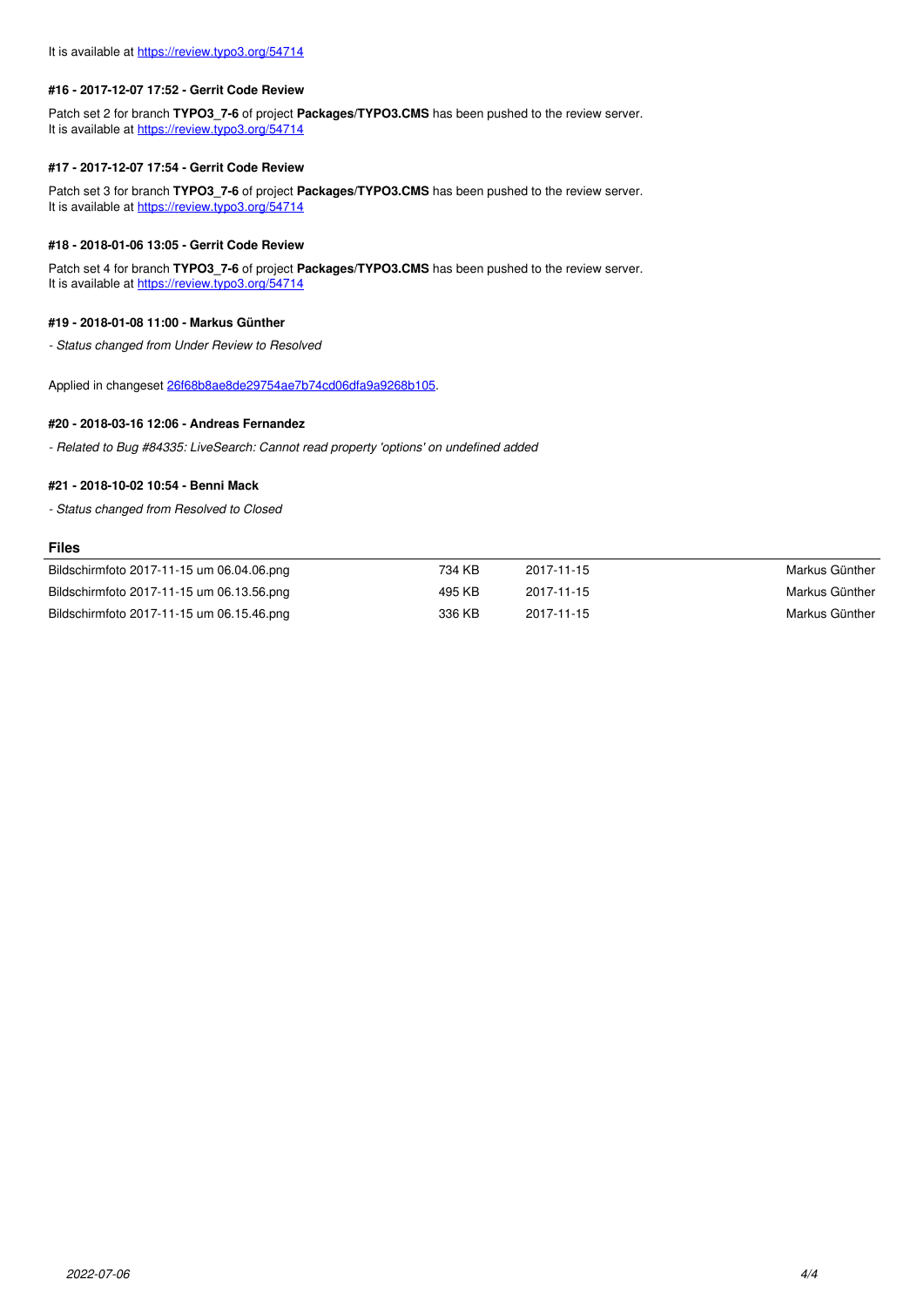It is available at https://review.typo3.org/54714

#### #16 - 2017-12-07 17:52 - Gerrit Code Review

Patch set 2 for branch **TYPO3_7-6** of project **Packages/TYPO3.CMS** has been pushed to the review server.
It is available at https://review.typo3.org/54714

#### #17 - 2017-12-07 17:54 - Gerrit Code Review

Patch set 3 for branch **TYPO3_7-6** of project **Packages/TYPO3.CMS** has been pushed to the review server.
It is available at https://review.typo3.org/54714

#### #18 - 2018-01-06 13:05 - Gerrit Code Review

Patch set 4 for branch **TYPO3_7-6** of project **Packages/TYPO3.CMS** has been pushed to the review server.
It is available at https://review.typo3.org/54714

#### #19 - 2018-01-08 11:00 - Markus Günther

*- Status changed from Under Review to Resolved*

Applied in changeset 26f68b8ae8de29754ae7b74cd06dfa9a9268b105.

#### #20 - 2018-03-16 12:06 - Andreas Fernandez

*- Related to Bug #84335: LiveSearch: Cannot read property 'options' on undefined added*

#### #21 - 2018-10-02 10:54 - Benni Mack

*- Status changed from Resolved to Closed*

### Files

| | | | |
|---|---|---|---|
| Bildschirmfoto 2017-11-15 um 06.04.06.png | 734 KB | 2017-11-15 | Markus Günther |
| Bildschirmfoto 2017-11-15 um 06.13.56.png | 495 KB | 2017-11-15 | Markus Günther |
| Bildschirmfoto 2017-11-15 um 06.15.46.png | 336 KB | 2017-11-15 | Markus Günther |